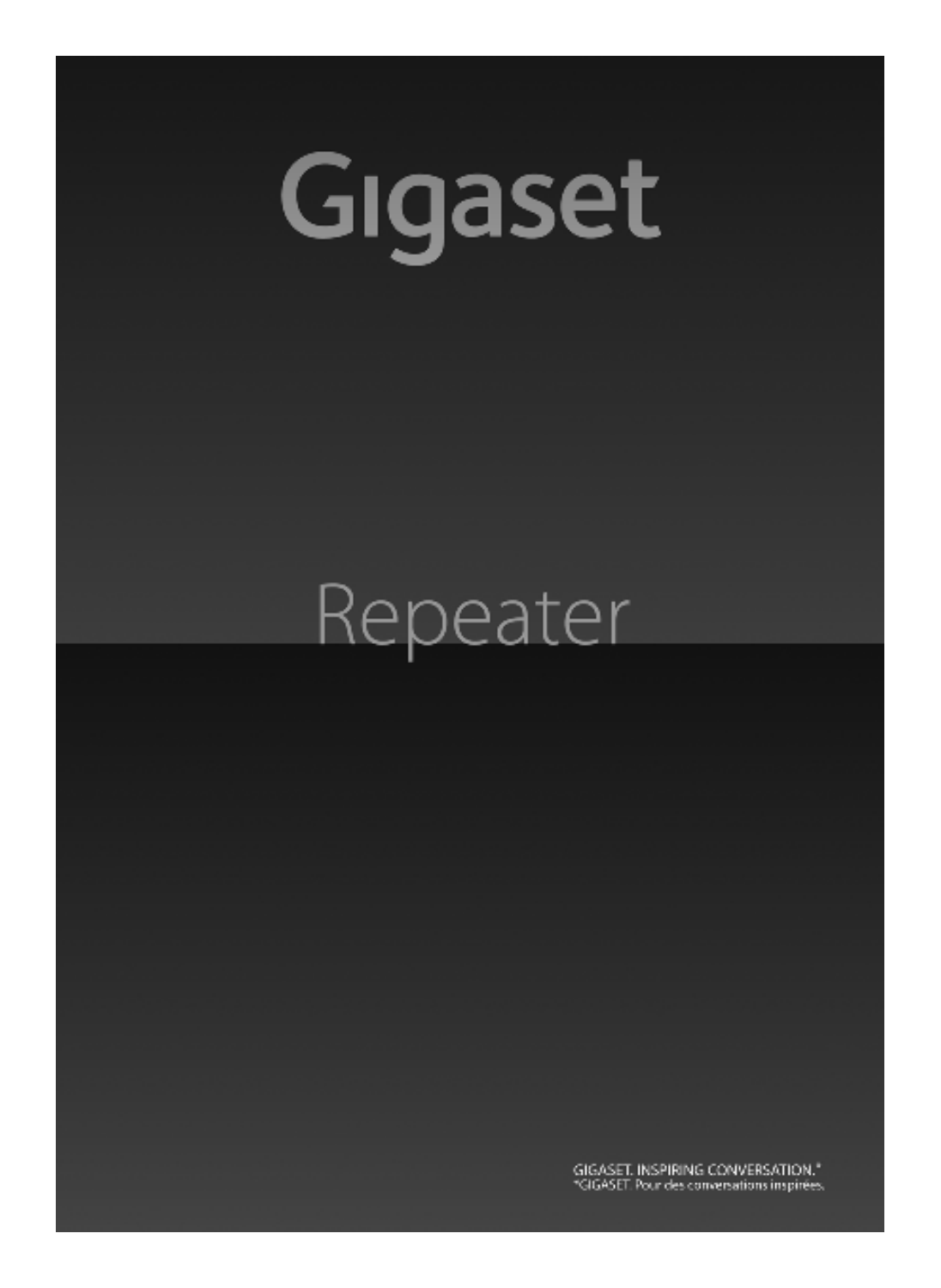# Gigaset

## Repeater

GIGASET. INSPIRING CONVERSATION.*
*GIGASET. Pour des conversations inspirées.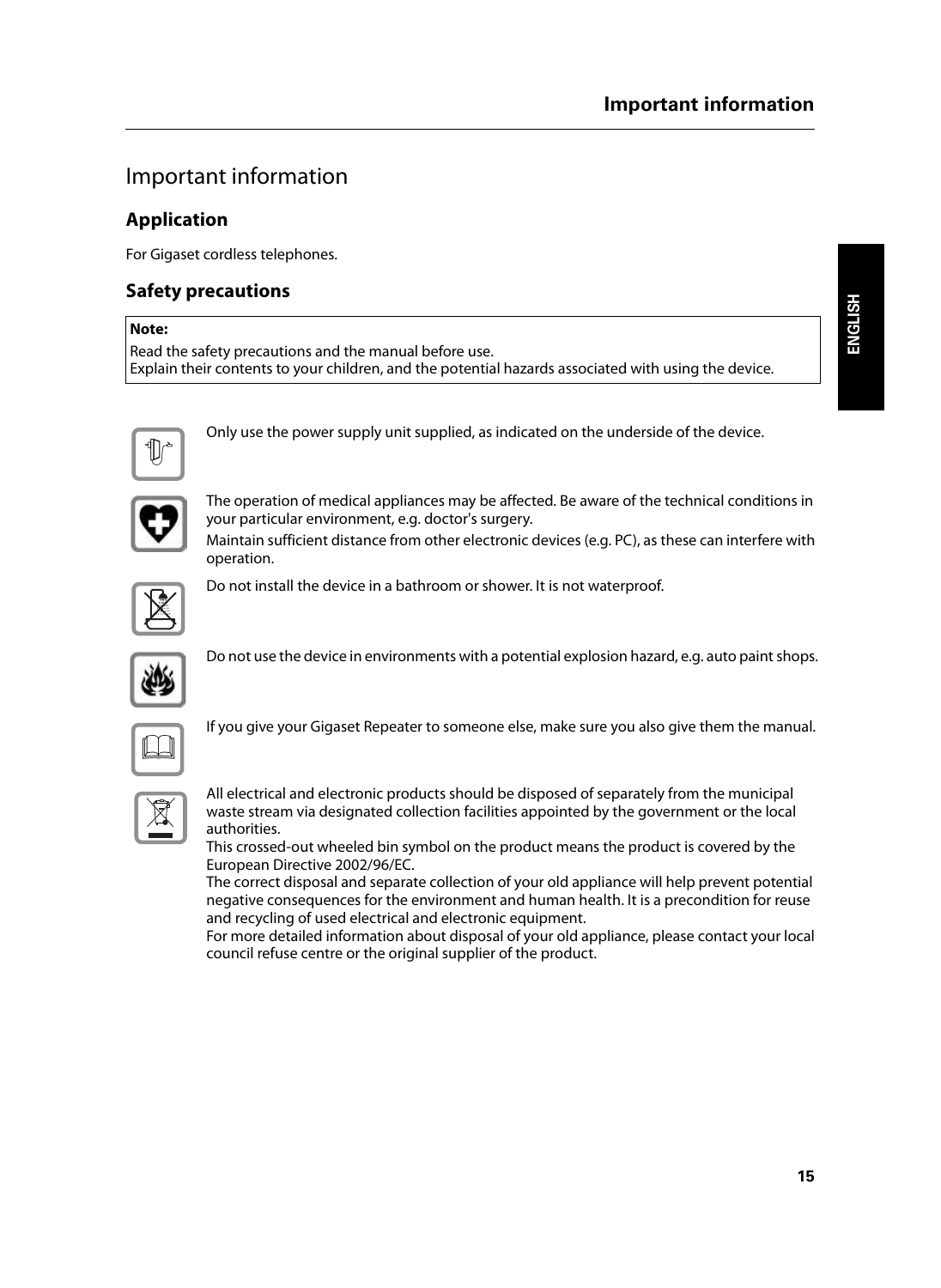# Important information

## Application

For Gigaset cordless telephones.

## Safety precautions

**Note:**

Read the safety precautions and the manual before use.
Explain their contents to your children, and the potential hazards associated with using the device.

Only use the power supply unit supplied, as indicated on the underside of the device.

The operation of medical appliances may be affected. Be aware of the technical conditions in your particular environment, e.g. doctor's surgery.

Maintain sufficient distance from other electronic devices (e.g. PC), as these can interfere with operation.

Do not install the device in a bathroom or shower. It is not waterproof.

Do not use the device in environments with a potential explosion hazard, e.g. auto paint shops.

If you give your Gigaset Repeater to someone else, make sure you also give them the manual.

All electrical and electronic products should be disposed of separately from the municipal waste stream via designated collection facilities appointed by the government or the local authorities.
This crossed-out wheeled bin symbol on the product means the product is covered by the European Directive 2002/96/EC.
The correct disposal and separate collection of your old appliance will help prevent potential negative consequences for the environment and human health. It is a precondition for reuse and recycling of used electrical and electronic equipment.
For more detailed information about disposal of your old appliance, please contact your local council refuse centre or the original supplier of the product.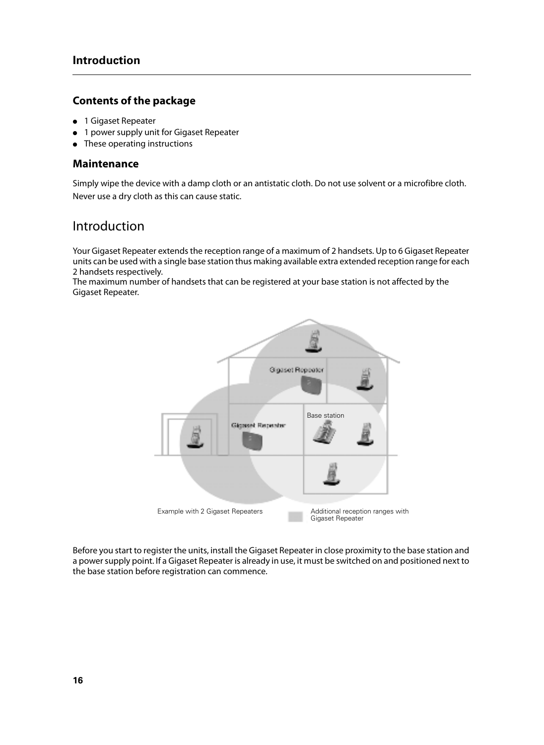## Contents of the package

- 1 Gigaset Repeater
- 1 power supply unit for Gigaset Repeater
- These operating instructions

## Maintenance

Simply wipe the device with a damp cloth or an antistatic cloth. Do not use solvent or a microfibre cloth. Never use a dry cloth as this can cause static.

# Introduction

Your Gigaset Repeater extends the reception range of a maximum of 2 handsets. Up to 6 Gigaset Repeater units can be used with a single base station thus making available extra extended reception range for each 2 handsets respectively.
The maximum number of handsets that can be registered at your base station is not affected by the Gigaset Repeater.

Example with 2 Gigaset Repeaters

Additional reception ranges with Gigaset Repeater

Before you start to register the units, install the Gigaset Repeater in close proximity to the base station and a power supply point. If a Gigaset Repeater is already in use, it must be switched on and positioned next to the base station before registration can commence.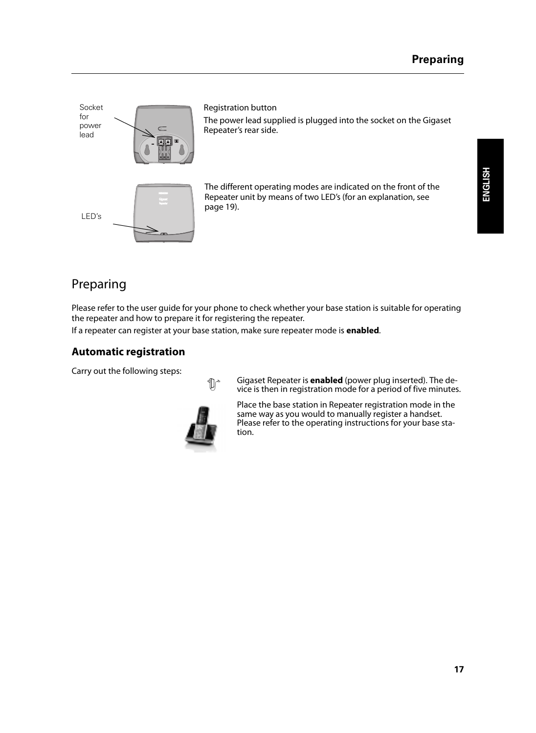Socket for power lead

Registration button

The power lead supplied is plugged into the socket on the Gigaset Repeater's rear side.

LED's

The different operating modes are indicated on the front of the Repeater unit by means of two LED's (for an explanation, see page 19).

# Preparing

Please refer to the user guide for your phone to check whether your base station is suitable for operating the repeater and how to prepare it for registering the repeater.

If a repeater can register at your base station, make sure repeater mode is **enabled**.

## Automatic registration

Carry out the following steps:

Gigaset Repeater is **enabled** (power plug inserted). The device is then in registration mode for a period of five minutes.

Place the base station in Repeater registration mode in the same way as you would to manually register a handset. Please refer to the operating instructions for your base station.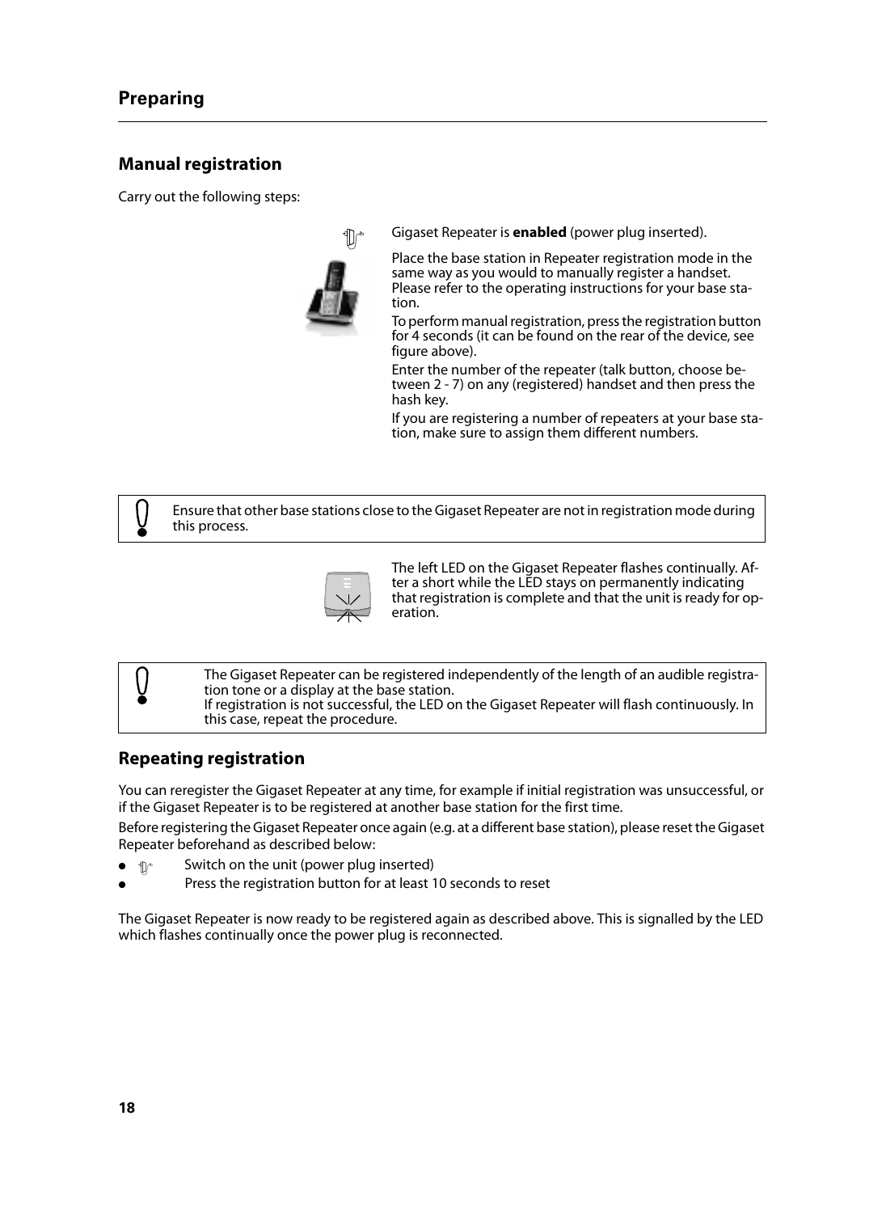## Manual registration

Carry out the following steps:

Gigaset Repeater is **enabled** (power plug inserted).

Place the base station in Repeater registration mode in the same way as you would to manually register a handset. Please refer to the operating instructions for your base station.

To perform manual registration, press the registration button for 4 seconds (it can be found on the rear of the device, see figure above).

Enter the number of the repeater (talk button, choose between 2 - 7) on any (registered) handset and then press the hash key.

If you are registering a number of repeaters at your base station, make sure to assign them different numbers.

> Ensure that other base stations close to the Gigaset Repeater are not in registration mode during this process.

The left LED on the Gigaset Repeater flashes continually. After a short while the LED stays on permanently indicating that registration is complete and that the unit is ready for operation.

> The Gigaset Repeater can be registered independently of the length of an audible registration tone or a display at the base station.
> If registration is not successful, the LED on the Gigaset Repeater will flash continuously. In this case, repeat the procedure.

## Repeating registration

You can reregister the Gigaset Repeater at any time, for example if initial registration was unsuccessful, or if the Gigaset Repeater is to be registered at another base station for the first time.

Before registering the Gigaset Repeater once again (e.g. at a different base station), please reset the Gigaset Repeater beforehand as described below:

- Switch on the unit (power plug inserted)
- Press the registration button for at least 10 seconds to reset

The Gigaset Repeater is now ready to be registered again as described above. This is signalled by the LED which flashes continually once the power plug is reconnected.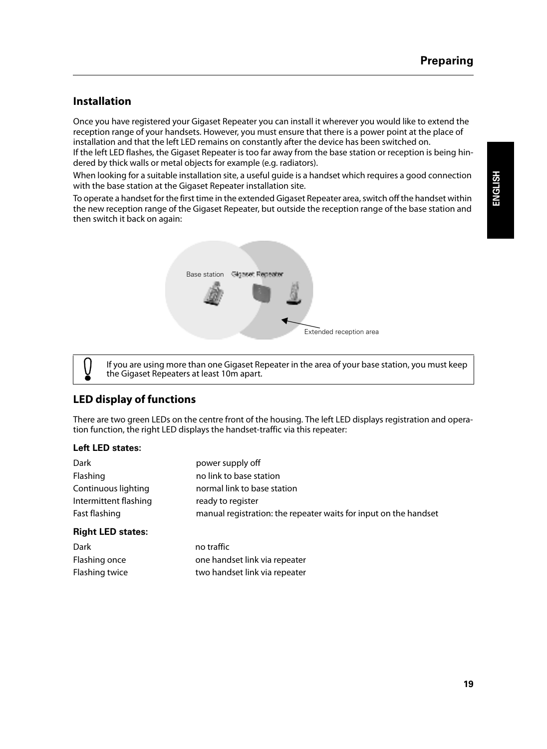## Installation

Once you have registered your Gigaset Repeater you can install it wherever you would like to extend the reception range of your handsets. However, you must ensure that there is a power point at the place of installation and that the left LED remains on constantly after the device has been switched on.
If the left LED flashes, the Gigaset Repeater is too far away from the base station or reception is being hindered by thick walls or metal objects for example (e.g. radiators).

When looking for a suitable installation site, a useful guide is a handset which requires a good connection with the base station at the Gigaset Repeater installation site.

To operate a handset for the first time in the extended Gigaset Repeater area, switch off the handset within the new reception range of the Gigaset Repeater, but outside the reception range of the base station and then switch it back on again:

Base station    Gigaset Repeater

Extended reception area

> If you are using more than one Gigaset Repeater in the area of your base station, you must keep the Gigaset Repeaters at least 10m apart.

## LED display of functions

There are two green LEDs on the centre front of the housing. The left LED displays registration and operation function, the right LED displays the handset-traffic via this repeater:

**Left LED states:**

| | |
|---|---|
| Dark | power supply off |
| Flashing | no link to base station |
| Continuous lighting | normal link to base station |
| Intermittent flashing | ready to register |
| Fast flashing | manual registration: the repeater waits for input on the handset |

**Right LED states:**

| | |
|---|---|
| Dark | no traffic |
| Flashing once | one handset link via repeater |
| Flashing twice | two handset link via repeater |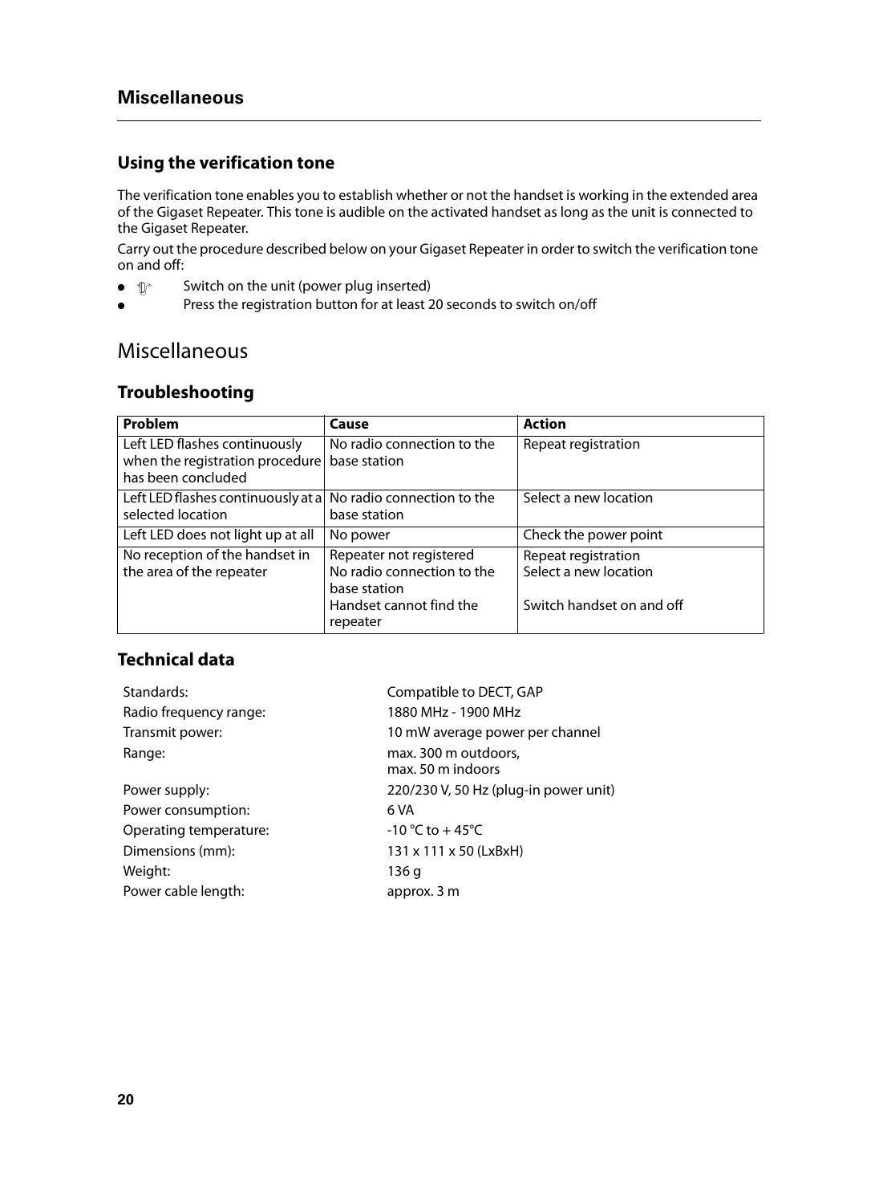## Using the verification tone

The verification tone enables you to establish whether or not the handset is working in the extended area of the Gigaset Repeater. This tone is audible on the activated handset as long as the unit is connected to the Gigaset Repeater.

Carry out the procedure described below on your Gigaset Repeater in order to switch the verification tone on and off:

- Switch on the unit (power plug inserted)
- Press the registration button for at least 20 seconds to switch on/off

# Miscellaneous

## Troubleshooting

| Problem | Cause | Action |
| --- | --- | --- |
| Left LED flashes continuously when the registration procedure has been concluded | No radio connection to the base station | Repeat registration |
| Left LED flashes continuously at a selected location | No radio connection to the base station | Select a new location |
| Left LED does not light up at all | No power | Check the power point |
| No reception of the handset in the area of the repeater | Repeater not registered<br>No radio connection to the base station<br>Handset cannot find the repeater | Repeat registration<br>Select a new location<br><br>Switch handset on and off |

## Technical data

| | |
| --- | --- |
| Standards: | Compatible to DECT, GAP |
| Radio frequency range: | 1880 MHz - 1900 MHz |
| Transmit power: | 10 mW average power per channel |
| Range: | max. 300 m outdoors,<br>max. 50 m indoors |
| Power supply: | 220/230 V, 50 Hz (plug-in power unit) |
| Power consumption: | 6 VA |
| Operating temperature: | -10 °C to + 45°C |
| Dimensions (mm): | 131 x 111 x 50 (LxBxH) |
| Weight: | 136 g |
| Power cable length: | approx. 3 m |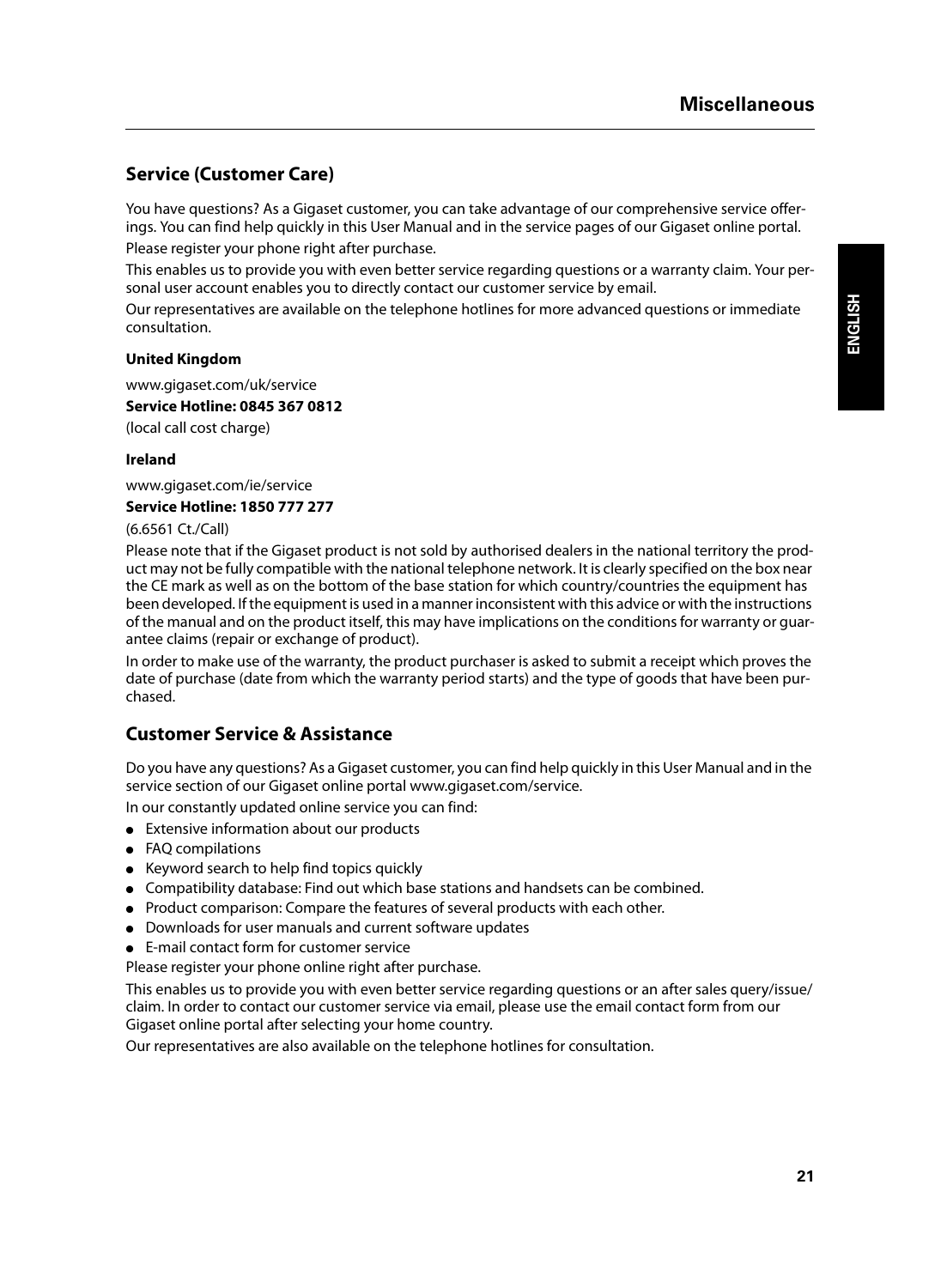## Service (Customer Care)

You have questions? As a Gigaset customer, you can take advantage of our comprehensive service offerings. You can find help quickly in this User Manual and in the service pages of our Gigaset online portal.

Please register your phone right after purchase.

This enables us to provide you with even better service regarding questions or a warranty claim. Your personal user account enables you to directly contact our customer service by email.

Our representatives are available on the telephone hotlines for more advanced questions or immediate consultation.

**United Kingdom**

www.gigaset.com/uk/service

**Service Hotline: 0845 367 0812**

(local call cost charge)

**Ireland**

www.gigaset.com/ie/service

**Service Hotline: 1850 777 277**

(6.6561 Ct./Call)

Please note that if the Gigaset product is not sold by authorised dealers in the national territory the product may not be fully compatible with the national telephone network. It is clearly specified on the box near the CE mark as well as on the bottom of the base station for which country/countries the equipment has been developed. If the equipment is used in a manner inconsistent with this advice or with the instructions of the manual and on the product itself, this may have implications on the conditions for warranty or guarantee claims (repair or exchange of product).

In order to make use of the warranty, the product purchaser is asked to submit a receipt which proves the date of purchase (date from which the warranty period starts) and the type of goods that have been purchased.

## Customer Service & Assistance

Do you have any questions? As a Gigaset customer, you can find help quickly in this User Manual and in the service section of our Gigaset online portal www.gigaset.com/service.

In our constantly updated online service you can find:

- Extensive information about our products
- FAQ compilations
- Keyword search to help find topics quickly
- Compatibility database: Find out which base stations and handsets can be combined.
- Product comparison: Compare the features of several products with each other.
- Downloads for user manuals and current software updates
- E-mail contact form for customer service

Please register your phone online right after purchase.

This enables us to provide you with even better service regarding questions or an after sales query/issue/claim. In order to contact our customer service via email, please use the email contact form from our Gigaset online portal after selecting your home country.

Our representatives are also available on the telephone hotlines for consultation.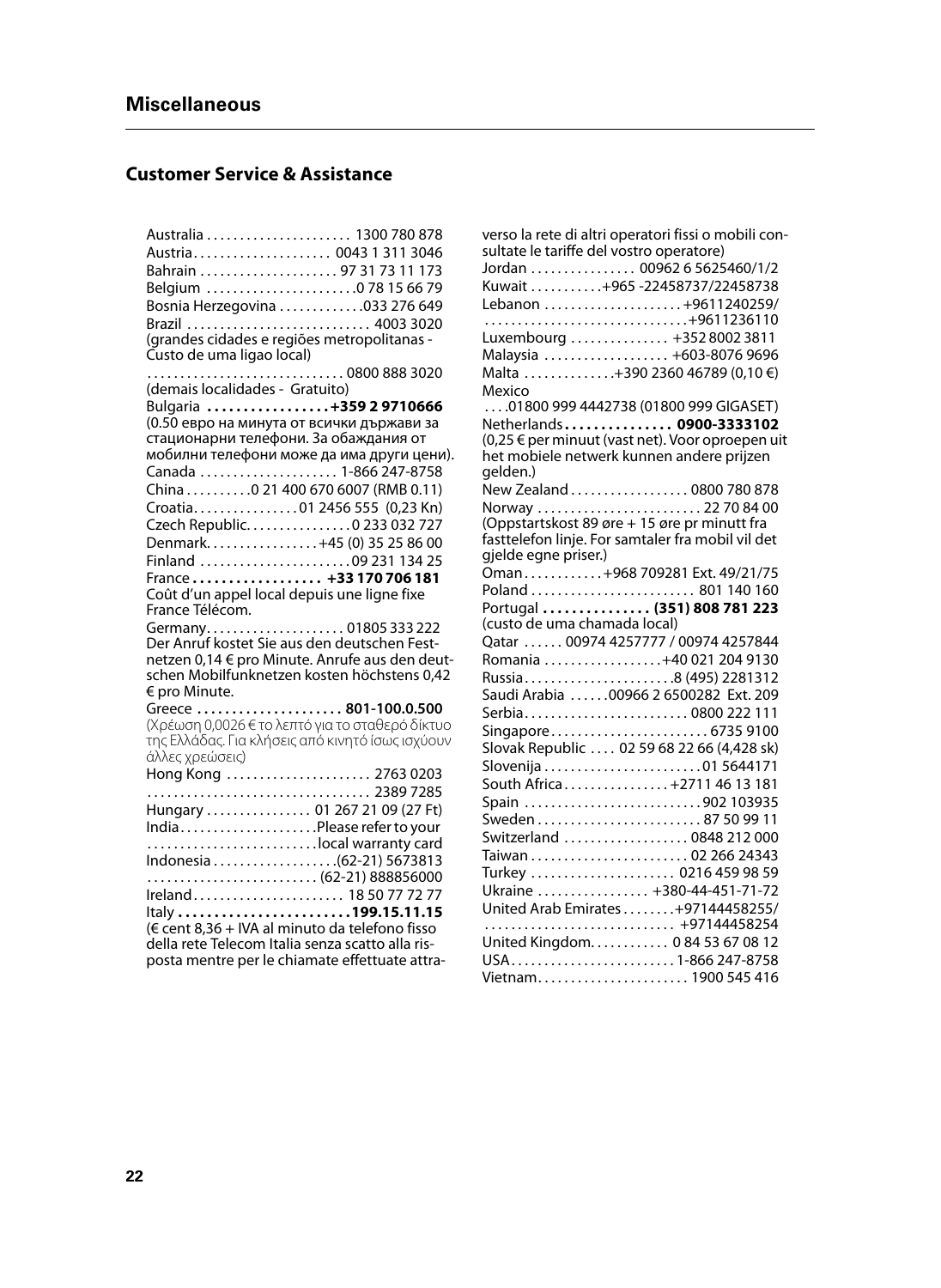## Miscellaneous

### Customer Service & Assistance

Australia . . . . . . . . . . . . . . . . . . . . . . 1300 780 878
Austria. . . . . . . . . . . . . . . . . . . . 0043 1 311 3046
Bahrain . . . . . . . . . . . . . . . . . . . . . 97 31 73 11 173
Belgium . . . . . . . . . . . . . . . . . . . . . .0 78 15 66 79
Bosnia Herzegovina . . . . . . . . . . . .033 276 649
Brazil . . . . . . . . . . . . . . . . . . . . . . . . . . . 4003 3020
(grandes cidades e regiões metropolitanas - Custo de uma ligao local)
. . . . . . . . . . . . . . . . . . . . . . . . . . . . . 0800 888 3020
(demais localidades - Gratuito)
Bulgaria **. . . . . . . . . . . . . . . . .+359 2 9710666**
(0.50 евро на минута от всички държави за стационарни телефони. За обаждания от мобилни телефони може да има други цени).
Canada . . . . . . . . . . . . . . . . . . . . 1-866 247-8758
China . . . . . . . . . .0 21 400 670 6007 (RMB 0.11)
Croatia. . . . . . . . . . . . . . . .01 2456 555 (0,23 Kn)
Czech Republic. . . . . . . . . . . . . . . . 0 233 032 727
Denmark. . . . . . . . . . . . . . . . .+45 (0) 35 25 86 00
Finland . . . . . . . . . . . . . . . . . . . . . . . 09 231 134 25
France **. . . . . . . . . . . . . . . . . . +33 170 706 181**
Coût d'un appel local depuis une ligne fixe France Télécom.
Germany. . . . . . . . . . . . . . . . . . . . . 01805 333 222
Der Anruf kostet Sie aus den deutschen Festnetzen 0,14 € pro Minute. Anrufe aus den deutschen Mobilfunknetzen kosten höchstens 0,42 € pro Minute.
Greece **. . . . . . . . . . . . . . . . . . . . 801-100.0.500**
(Χρέωση 0,0026 € το λεπτό για το σταθερό δίκτυο της Ελλάδας. Για κλήσεις από κινητό ίσως ισχύουν άλλες χρεώσεις)
Hong Kong . . . . . . . . . . . . . . . . . . . . . 2763 0203
. . . . . . . . . . . . . . . . . . . . . . . . . . . . . . . . . 2389 7285
Hungary . . . . . . . . . . . . . . . . 01 267 21 09 (27 Ft)
India. . . . . . . . . . . . . . . . . . . . .Please refer to your
. . . . . . . . . . . . . . . . . . . . . . . . . .local warranty card
Indonesia . . . . . . . . . . . . . . . . . . .(62-21) 5673813
. . . . . . . . . . . . . . . . . . . . . . . . . . (62-21) 888856000
Ireland. . . . . . . . . . . . . . . . . . . . . . . 18 50 77 72 77
Italy **. . . . . . . . . . . . . . . . . . . . . . . . .199.15.11.15**
(€ cent 8,36 + IVA al minuto da telefono fisso della rete Telecom Italia senza scatto alla risposta mentre per le chiamate effettuate attraverso la rete di altri operatori fissi o mobili consultate le tariffe del vostro operatore)
Jordan . . . . . . . . . . . . . . . . 00962 6 5625460/1/2
Kuwait . . . . . . . . . . .+965 -22458737/22458738
Lebanon . . . . . . . . . . . . . . . . . . . . . +9611240259/
. . . . . . . . . . . . . . . . . . . . . . . . . . . . . . .+9611236110
Luxembourg . . . . . . . . . . . . . . +352 8002 3811
Malaysia . . . . . . . . . . . . . . . . . . . +603-8076 9696
Malta . . . . . . . . . . . . .+390 2360 46789 (0,10 €)
Mexico
. . . .01800 999 4442738 (01800 999 GIGASET)
Netherlands **. . . . . . . . . . . . . . . 0900-3333102**
(0,25 € per minuut (vast net). Voor oproepen uit het mobiele netwerk kunnen andere prijzen gelden.)
New Zealand . . . . . . . . . . . . . . . . . . 0800 780 878
Norway . . . . . . . . . . . . . . . . . . . . . . . . . 22 70 84 00
(Oppstartskost 89 øre + 15 øre pr minutt fra fasttelefon linje. For samtaler fra mobil vil det gjelde egne priser.)
Oman . . . . . . . . . . . .+968 709281 Ext. 49/21/75
Poland . . . . . . . . . . . . . . . . . . . . . . . . . 801 140 160
Portugal **. . . . . . . . . . . . . . . (351) 808 781 223**
(custo de uma chamada local)
Qatar . . . . . . 00974 4257777 / 00974 4257844
Romania . . . . . . . . . . . . . . . . . .+40 021 204 9130
Russia. . . . . . . . . . . . . . . . . . . . . . .8 (495) 2281312
Saudi Arabia . . . . . .00966 2 6500282 Ext. 209
Serbia. . . . . . . . . . . . . . . . . . . . . . . . . 0800 222 111
Singapore . . . . . . . . . . . . . . . . . . . . . . . . 6735 9100
Slovak Republic . . . . 02 59 68 22 66 (4,428 sk)
Slovenija . . . . . . . . . . . . . . . . . . . . . . . .01 5644171
South Africa . . . . . . . . . . . . . . . .+2711 46 13 181
Spain . . . . . . . . . . . . . . . . . . . . . . . . . . . 902 103935
Sweden . . . . . . . . . . . . . . . . . . . . . . . . . 87 50 99 11
Switzerland . . . . . . . . . . . . . . . . . . . 0848 212 000
Taiwan . . . . . . . . . . . . . . . . . . . . . . . . 02 266 24343
Turkey . . . . . . . . . . . . . . . . . . . . . . 0216 459 98 59
Ukraine . . . . . . . . . . . . . . . . +380-44-451-71-72
United Arab Emirates . . . . . . . .+97144458255/
. . . . . . . . . . . . . . . . . . . . . . . . . . . . . +97144458254
United Kingdom. . . . . . . . . . . . 0 84 53 67 08 12
USA. . . . . . . . . . . . . . . . . . . . . . . . . 1-866 247-8758
Vietnam. . . . . . . . . . . . . . . . . . . . . . . 1900 545 416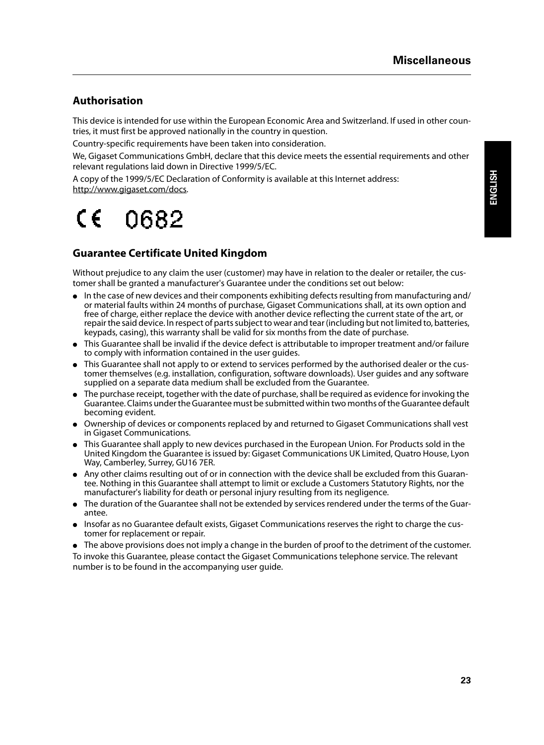## Authorisation

This device is intended for use within the European Economic Area and Switzerland. If used in other countries, it must first be approved nationally in the country in question.

Country-specific requirements have been taken into consideration.

We, Gigaset Communications GmbH, declare that this device meets the essential requirements and other relevant regulations laid down in Directive 1999/5/EC.

A copy of the 1999/5/EC Declaration of Conformity is available at this Internet address: http://www.gigaset.com/docs.

CE 0682

## Guarantee Certificate United Kingdom

Without prejudice to any claim the user (customer) may have in relation to the dealer or retailer, the customer shall be granted a manufacturer's Guarantee under the conditions set out below:

- In the case of new devices and their components exhibiting defects resulting from manufacturing and/ or material faults within 24 months of purchase, Gigaset Communications shall, at its own option and free of charge, either replace the device with another device reflecting the current state of the art, or repair the said device. In respect of parts subject to wear and tear (including but not limited to, batteries, keypads, casing), this warranty shall be valid for six months from the date of purchase.
- This Guarantee shall be invalid if the device defect is attributable to improper treatment and/or failure to comply with information contained in the user guides.
- This Guarantee shall not apply to or extend to services performed by the authorised dealer or the customer themselves (e.g. installation, configuration, software downloads). User guides and any software supplied on a separate data medium shall be excluded from the Guarantee.
- The purchase receipt, together with the date of purchase, shall be required as evidence for invoking the Guarantee. Claims under the Guarantee must be submitted within two months of the Guarantee default becoming evident.
- Ownership of devices or components replaced by and returned to Gigaset Communications shall vest in Gigaset Communications.
- This Guarantee shall apply to new devices purchased in the European Union. For Products sold in the United Kingdom the Guarantee is issued by: Gigaset Communications UK Limited, Quatro House, Lyon Way, Camberley, Surrey, GU16 7ER.
- Any other claims resulting out of or in connection with the device shall be excluded from this Guarantee. Nothing in this Guarantee shall attempt to limit or exclude a Customers Statutory Rights, nor the manufacturer's liability for death or personal injury resulting from its negligence.
- The duration of the Guarantee shall not be extended by services rendered under the terms of the Guarantee.
- Insofar as no Guarantee default exists, Gigaset Communications reserves the right to charge the customer for replacement or repair.
- The above provisions does not imply a change in the burden of proof to the detriment of the customer.

To invoke this Guarantee, please contact the Gigaset Communications telephone service. The relevant number is to be found in the accompanying user guide.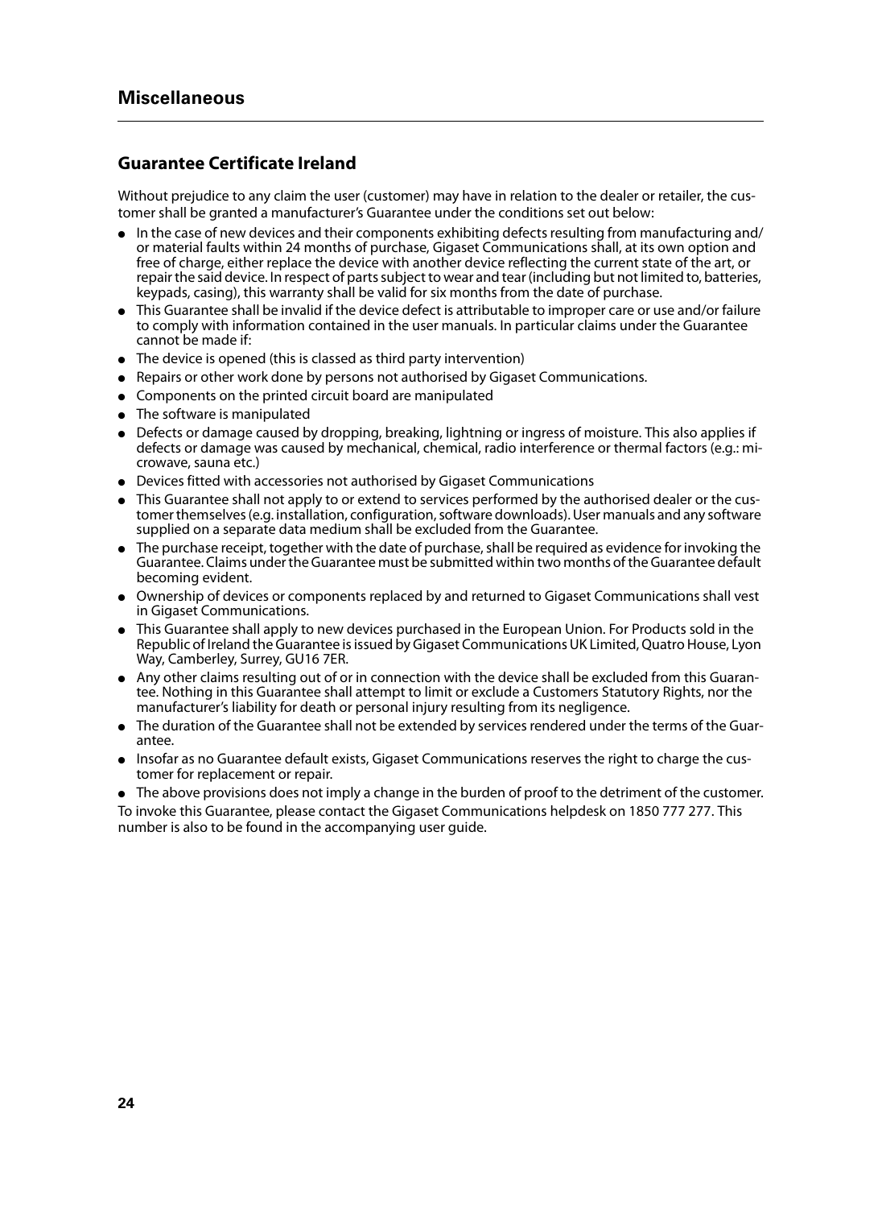## Miscellaneous

### Guarantee Certificate Ireland

Without prejudice to any claim the user (customer) may have in relation to the dealer or retailer, the customer shall be granted a manufacturer's Guarantee under the conditions set out below:

- In the case of new devices and their components exhibiting defects resulting from manufacturing and/or material faults within 24 months of purchase, Gigaset Communications shall, at its own option and free of charge, either replace the device with another device reflecting the current state of the art, or repair the said device. In respect of parts subject to wear and tear (including but not limited to, batteries, keypads, casing), this warranty shall be valid for six months from the date of purchase.
- This Guarantee shall be invalid if the device defect is attributable to improper care or use and/or failure to comply with information contained in the user manuals. In particular claims under the Guarantee cannot be made if:
- The device is opened (this is classed as third party intervention)
- Repairs or other work done by persons not authorised by Gigaset Communications.
- Components on the printed circuit board are manipulated
- The software is manipulated
- Defects or damage caused by dropping, breaking, lightning or ingress of moisture. This also applies if defects or damage was caused by mechanical, chemical, radio interference or thermal factors (e.g.: microwave, sauna etc.)
- Devices fitted with accessories not authorised by Gigaset Communications
- This Guarantee shall not apply to or extend to services performed by the authorised dealer or the customer themselves (e.g. installation, configuration, software downloads). User manuals and any software supplied on a separate data medium shall be excluded from the Guarantee.
- The purchase receipt, together with the date of purchase, shall be required as evidence for invoking the Guarantee. Claims under the Guarantee must be submitted within two months of the Guarantee default becoming evident.
- Ownership of devices or components replaced by and returned to Gigaset Communications shall vest in Gigaset Communications.
- This Guarantee shall apply to new devices purchased in the European Union. For Products sold in the Republic of Ireland the Guarantee is issued by Gigaset Communications UK Limited, Quatro House, Lyon Way, Camberley, Surrey, GU16 7ER.
- Any other claims resulting out of or in connection with the device shall be excluded from this Guarantee. Nothing in this Guarantee shall attempt to limit or exclude a Customers Statutory Rights, nor the manufacturer's liability for death or personal injury resulting from its negligence.
- The duration of the Guarantee shall not be extended by services rendered under the terms of the Guarantee.
- Insofar as no Guarantee default exists, Gigaset Communications reserves the right to charge the customer for replacement or repair.
- The above provisions does not imply a change in the burden of proof to the detriment of the customer.

To invoke this Guarantee, please contact the Gigaset Communications helpdesk on 1850 777 277. This number is also to be found in the accompanying user guide.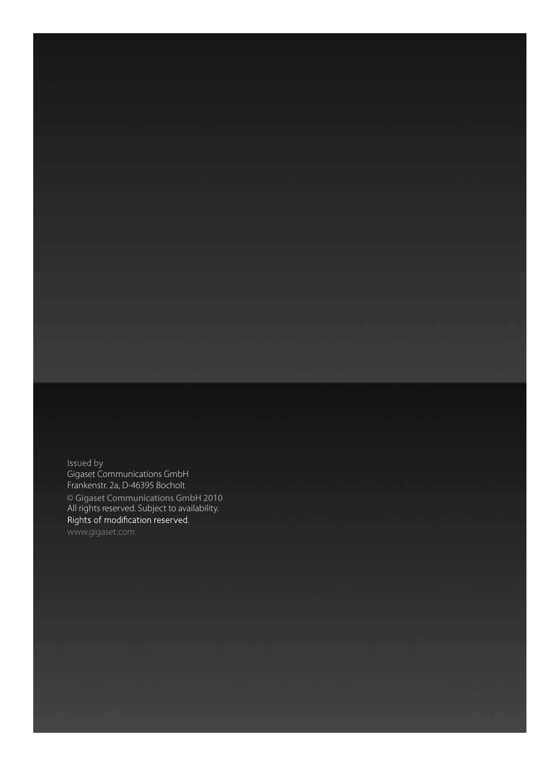Issued by
Gigaset Communications GmbH
Frankenstr. 2a, D-46395 Bocholt

© Gigaset Communications GmbH 2010
All rights reserved. Subject to availability.
Rights of modification reserved.

www.gigaset.com